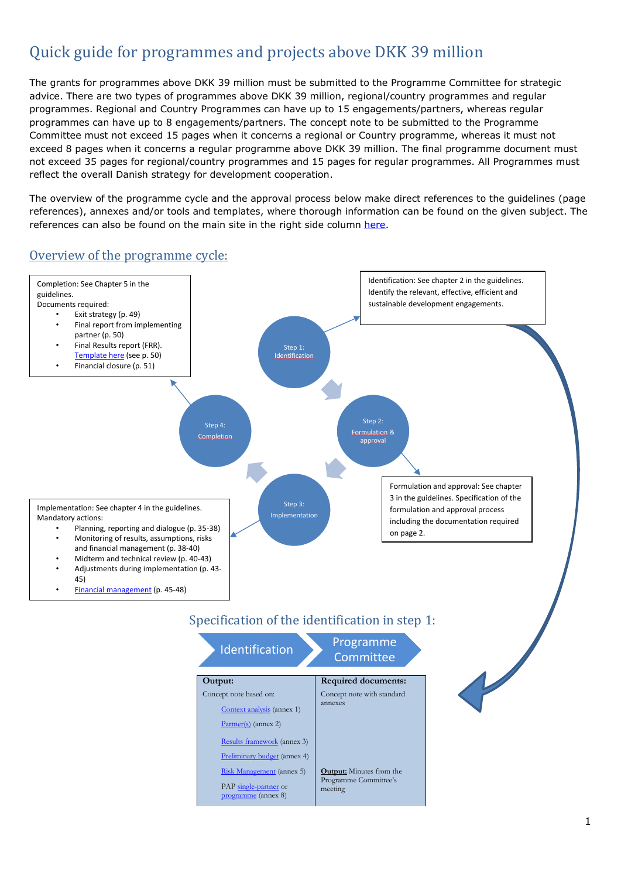# Quick guide for programmes and projects above DKK 39 million

The grants for programmes above DKK 39 million must be submitted to the Programme Committee for strategic advice. There are two types of programmes above DKK 39 million, regional/country programmes and regular programmes. Regional and Country Programmes can have up to 15 engagements/partners, whereas regular programmes can have up to 8 engagements/partners. The concept note to be submitted to the Programme Committee must not exceed 15 pages when it concerns a regional or Country programme, whereas it must not exceed 8 pages when it concerns a regular programme above DKK 39 million. The final programme document must not exceed 35 pages for regional/country programmes and 15 pages for regular programmes. All Programmes must reflect the overall Danish strategy for development cooperation.

The overview of the programme cycle and the approval process below make direct references to the guidelines (page references), annexes and/or tools and templates, where thorough information can be found on the given subject. The references can also be found on the main site in the right side column here.

## Overview of the programme cycle:

**Step 1: Identification**

Identification: See chapter 2 in the guidelines. Identify the relevant, effective, efficient and sustainable development engagements.

**Step 2: Formulation & approval**

Formulation and approval: See chapter 3 in the guidelines. Specification of the formulation and approval process including the documentation required on page 2.

**Step 3: Implementation**

Implementation: See chapter 4 in the guidelines.
Mandatory actions:

- Planning, reporting and dialogue (p. 35-38)
- Monitoring of results, assumptions, risks and financial management (p. 38-40)
- Midterm and technical review (p. 40-43)
- Adjustments during implementation (p. 43-45)
- Financial management (p. 45-48)

**Step 4: Completion**

Completion: See Chapter 5 in the guidelines.
Documents required:

- Exit strategy (p. 49)
- Final report from implementing partner (p. 50)
- Final Results report (FRR). Template here (see p. 50)
- Financial closure (p. 51)

## Specification of the identification in step 1:

Identification → Programme Committee

| Output: | Required documents: |
|---|---|
| Concept note based on:<br>Context analysis (annex 1)<br>Partner(s) (annex 2)<br>Results framework (annex 3)<br>Preliminary budget (annex 4)<br>Risk Management (annex 5)<br>PAP single-partner or programme (annex 8) | Concept note with standard annexes<br><br>**Output:** Minutes from the Programme Committee's meeting |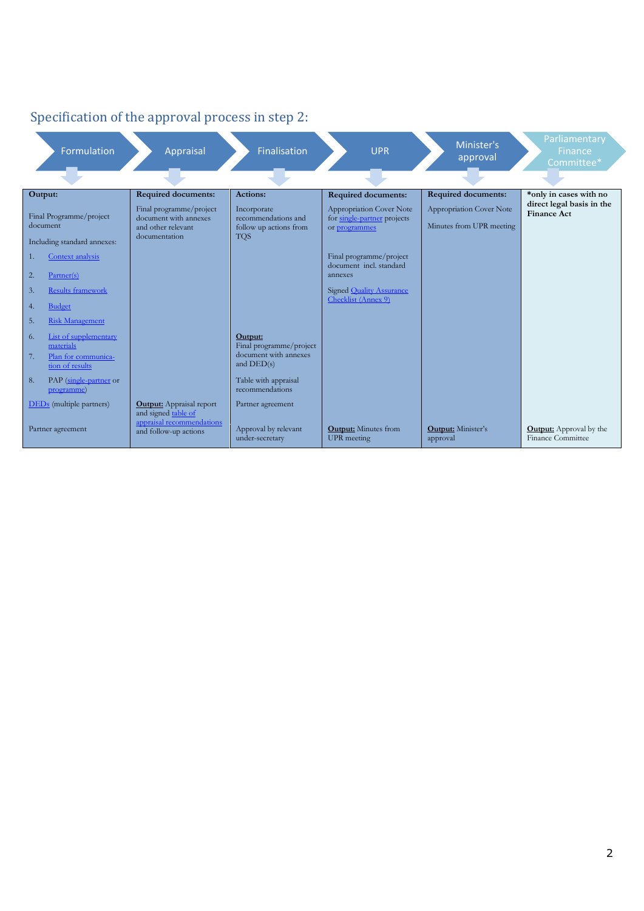## Specification of the approval process in step 2:

| Formulation | Appraisal | Finalisation | UPR | Minister's approval | Parliamentary Finance Committee* |
|---|---|---|---|---|---|
| **Output:**<br><br>Final Programme/project document<br><br>Including standard annexes:<br><br>1. Context analysis<br>2. Partner(s)<br>3. Results framework<br>4. Budget<br>5. Risk Management<br>6. List of supplementary materials<br>7. Plan for communication of results<br>8. PAP (single-partner or programme)<br><br>DEDs (multiple partners)<br><br>Partner agreement | **Required documents:**<br><br>Final programme/project document with annexes and other relevant documentation<br><br>**Output:** Appraisal report and signed table of appraisal recommendations and follow-up actions | **Actions:**<br><br>Incorporate recommendations and follow up actions from TQS<br><br>**Output:**<br>Final programme/project document with annexes and DED(s)<br><br>Table with appraisal recommendations<br><br>Partner agreement<br><br>Approval by relevant under-secretary | **Required documents:**<br><br>Appropriation Cover Note for single-partner projects or programmes<br><br>Final programme/project document incl. standard annexes<br><br>Signed Quality Assurance Checklist (Annex 9)<br><br>**Output:** Minutes from UPR meeting | **Required documents:**<br><br>Appropriation Cover Note<br><br>Minutes from UPR meeting<br><br>**Output:** Minister's approval | **\*only in cases with no direct legal basis in the Finance Act**<br><br>**Output:** Approval by the Finance Committee |